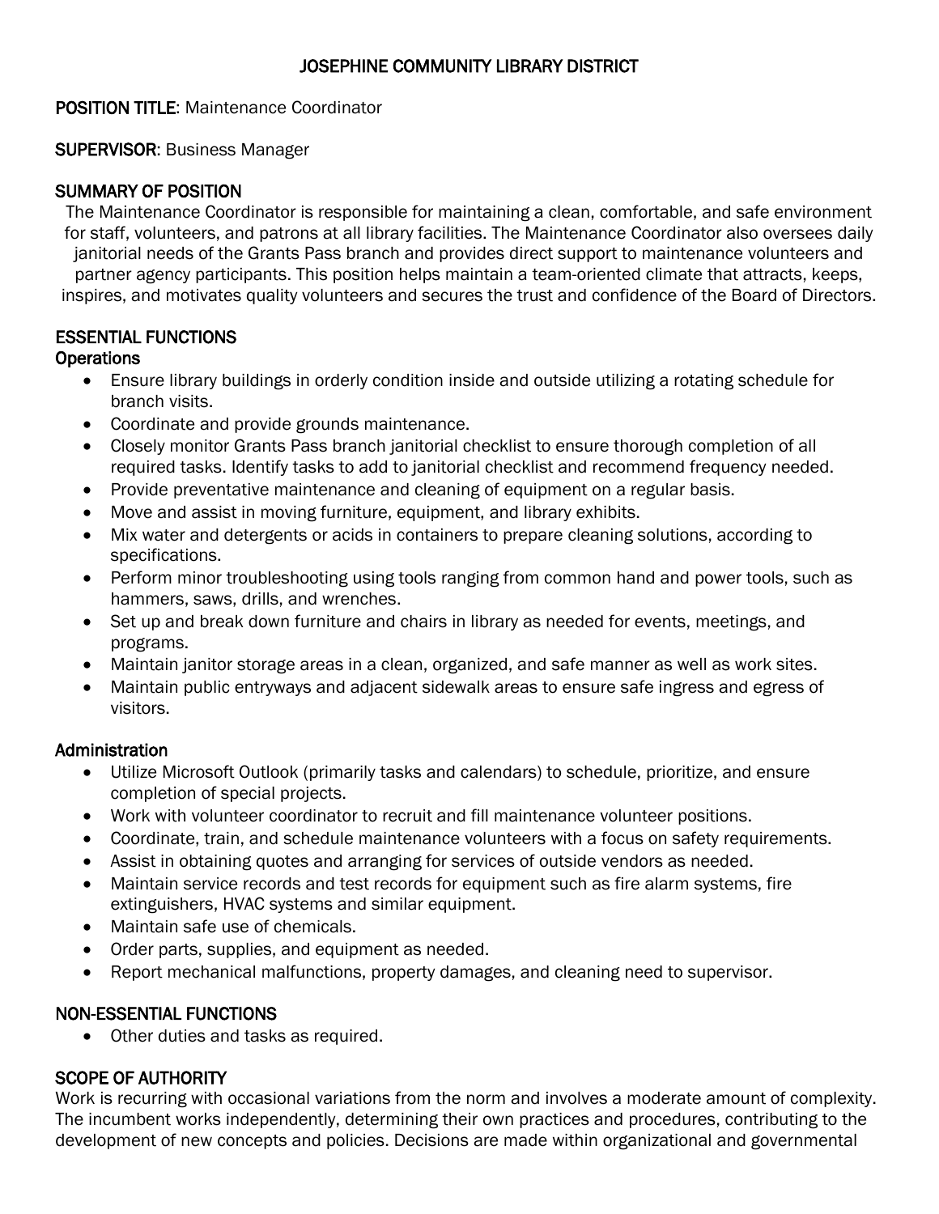# JOSEPHINE COMMUNITY LIBRARY DISTRICT

**POSITION TITLE**: Maintenance Coordinator

**SUPERVISOR**: Business Manager

## SUMMARY OF POSITION

The Maintenance Coordinator is responsible for maintaining a clean, comfortable, and safe environment for staff, volunteers, and patrons at all library facilities. The Maintenance Coordinator also oversees daily janitorial needs of the Grants Pass branch and provides direct support to maintenance volunteers and partner agency participants. This position helps maintain a team-oriented climate that attracts, keeps, inspires, and motivates quality volunteers and secures the trust and confidence of the Board of Directors.

## ESSENTIAL FUNCTIONS

### Operations

- Ensure library buildings in orderly condition inside and outside utilizing a rotating schedule for branch visits.
- Coordinate and provide grounds maintenance.
- Closely monitor Grants Pass branch janitorial checklist to ensure thorough completion of all required tasks. Identify tasks to add to janitorial checklist and recommend frequency needed.
- Provide preventative maintenance and cleaning of equipment on a regular basis.
- Move and assist in moving furniture, equipment, and library exhibits.
- Mix water and detergents or acids in containers to prepare cleaning solutions, according to specifications.
- Perform minor troubleshooting using tools ranging from common hand and power tools, such as hammers, saws, drills, and wrenches.
- Set up and break down furniture and chairs in library as needed for events, meetings, and programs.
- Maintain janitor storage areas in a clean, organized, and safe manner as well as work sites.
- Maintain public entryways and adjacent sidewalk areas to ensure safe ingress and egress of visitors.

### Administration

- Utilize Microsoft Outlook (primarily tasks and calendars) to schedule, prioritize, and ensure completion of special projects.
- Work with volunteer coordinator to recruit and fill maintenance volunteer positions.
- Coordinate, train, and schedule maintenance volunteers with a focus on safety requirements.
- Assist in obtaining quotes and arranging for services of outside vendors as needed.
- Maintain service records and test records for equipment such as fire alarm systems, fire extinguishers, HVAC systems and similar equipment.
- Maintain safe use of chemicals.
- Order parts, supplies, and equipment as needed.
- Report mechanical malfunctions, property damages, and cleaning need to supervisor.

## NON-ESSENTIAL FUNCTIONS

- Other duties and tasks as required.

## SCOPE OF AUTHORITY

Work is recurring with occasional variations from the norm and involves a moderate amount of complexity. The incumbent works independently, determining their own practices and procedures, contributing to the development of new concepts and policies. Decisions are made within organizational and governmental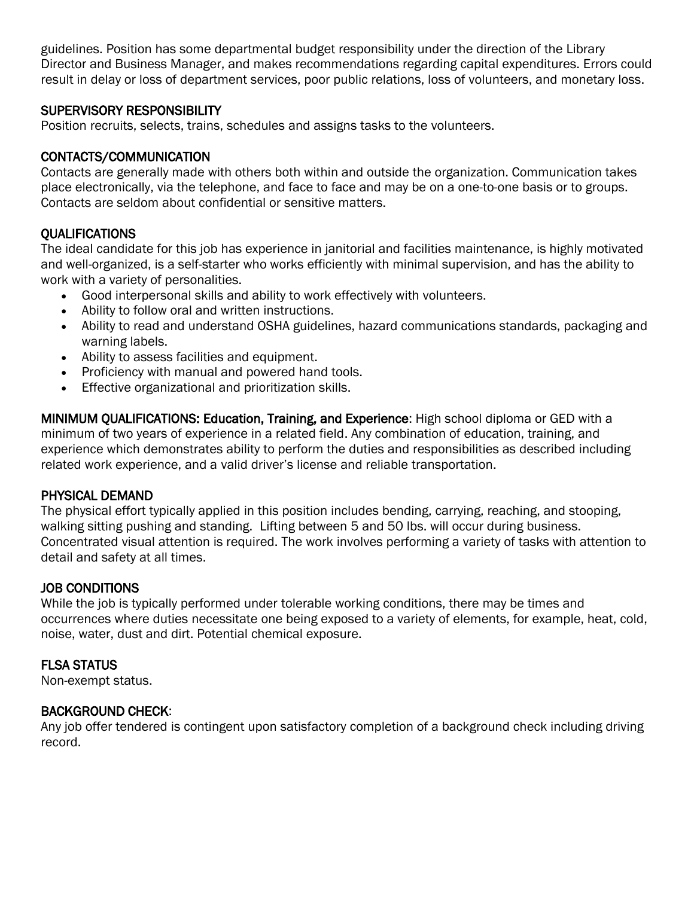guidelines. Position has some departmental budget responsibility under the direction of the Library Director and Business Manager, and makes recommendations regarding capital expenditures. Errors could result in delay or loss of department services, poor public relations, loss of volunteers, and monetary loss.

## SUPERVISORY RESPONSIBILITY

Position recruits, selects, trains, schedules and assigns tasks to the volunteers.

## CONTACTS/COMMUNICATION

Contacts are generally made with others both within and outside the organization. Communication takes place electronically, via the telephone, and face to face and may be on a one-to-one basis or to groups. Contacts are seldom about confidential or sensitive matters.

## QUALIFICATIONS

The ideal candidate for this job has experience in janitorial and facilities maintenance, is highly motivated and well-organized, is a self-starter who works efficiently with minimal supervision, and has the ability to work with a variety of personalities.

- Good interpersonal skills and ability to work effectively with volunteers.
- Ability to follow oral and written instructions.
- Ability to read and understand OSHA guidelines, hazard communications standards, packaging and warning labels.
- Ability to assess facilities and equipment.
- Proficiency with manual and powered hand tools.
- Effective organizational and prioritization skills.

**MINIMUM QUALIFICATIONS: Education, Training, and Experience**: High school diploma or GED with a minimum of two years of experience in a related field. Any combination of education, training, and experience which demonstrates ability to perform the duties and responsibilities as described including related work experience, and a valid driver's license and reliable transportation.

## PHYSICAL DEMAND

The physical effort typically applied in this position includes bending, carrying, reaching, and stooping, walking sitting pushing and standing. Lifting between 5 and 50 lbs. will occur during business. Concentrated visual attention is required. The work involves performing a variety of tasks with attention to detail and safety at all times.

## JOB CONDITIONS

While the job is typically performed under tolerable working conditions, there may be times and occurrences where duties necessitate one being exposed to a variety of elements, for example, heat, cold, noise, water, dust and dirt. Potential chemical exposure.

## FLSA STATUS

Non-exempt status.

## BACKGROUND CHECK:

Any job offer tendered is contingent upon satisfactory completion of a background check including driving record.